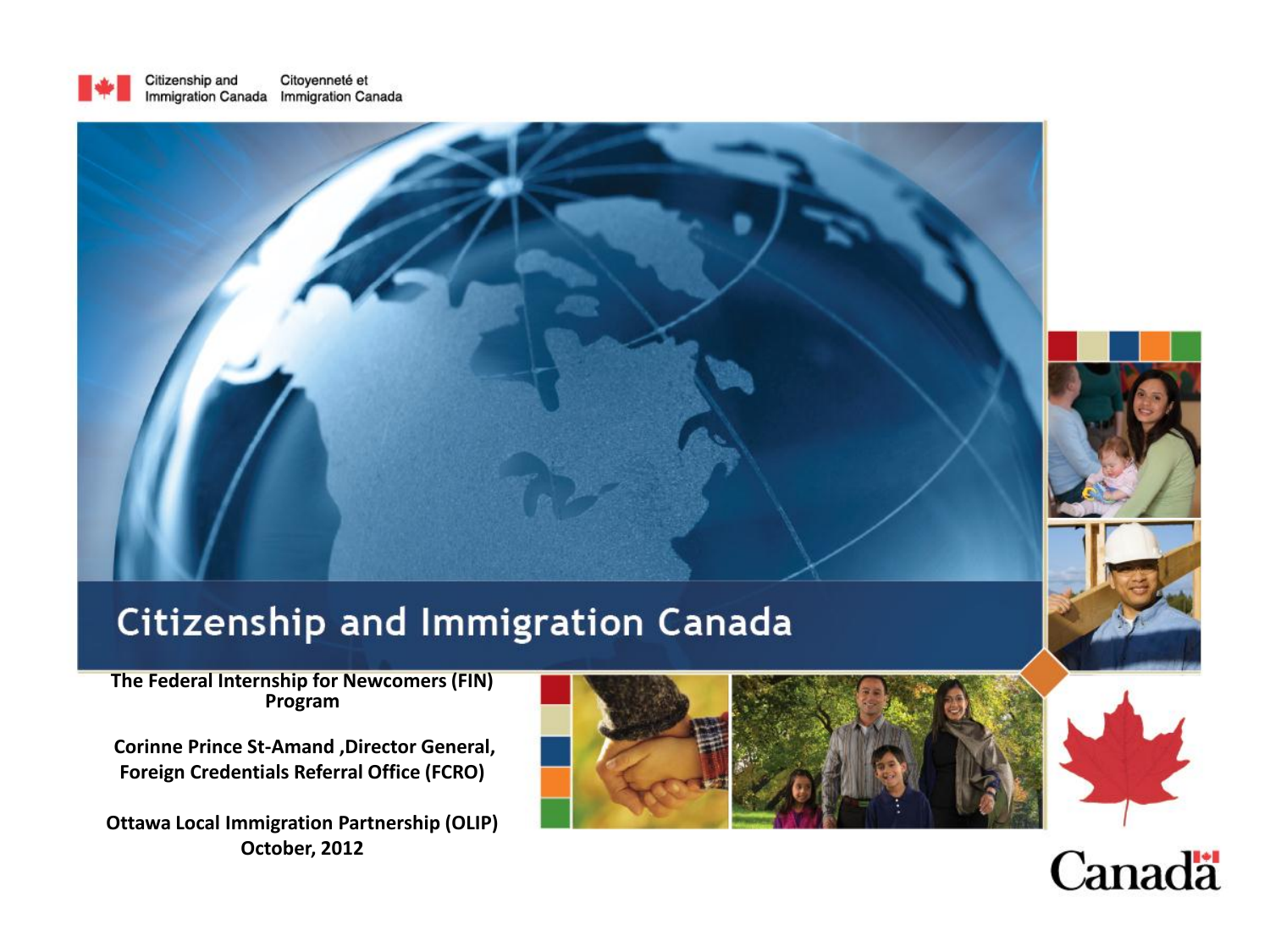Citizenship and Immigration Canada | Citoyenneté et Immigration Canada

# Citizenship and Immigration Canada

**The Federal Internship for Newcomers (FIN) Program**

**Corinne Prince St-Amand ,Director General, Foreign Credentials Referral Office (FCRO)**

**Ottawa Local Immigration Partnership (OLIP) October, 2012**

Canada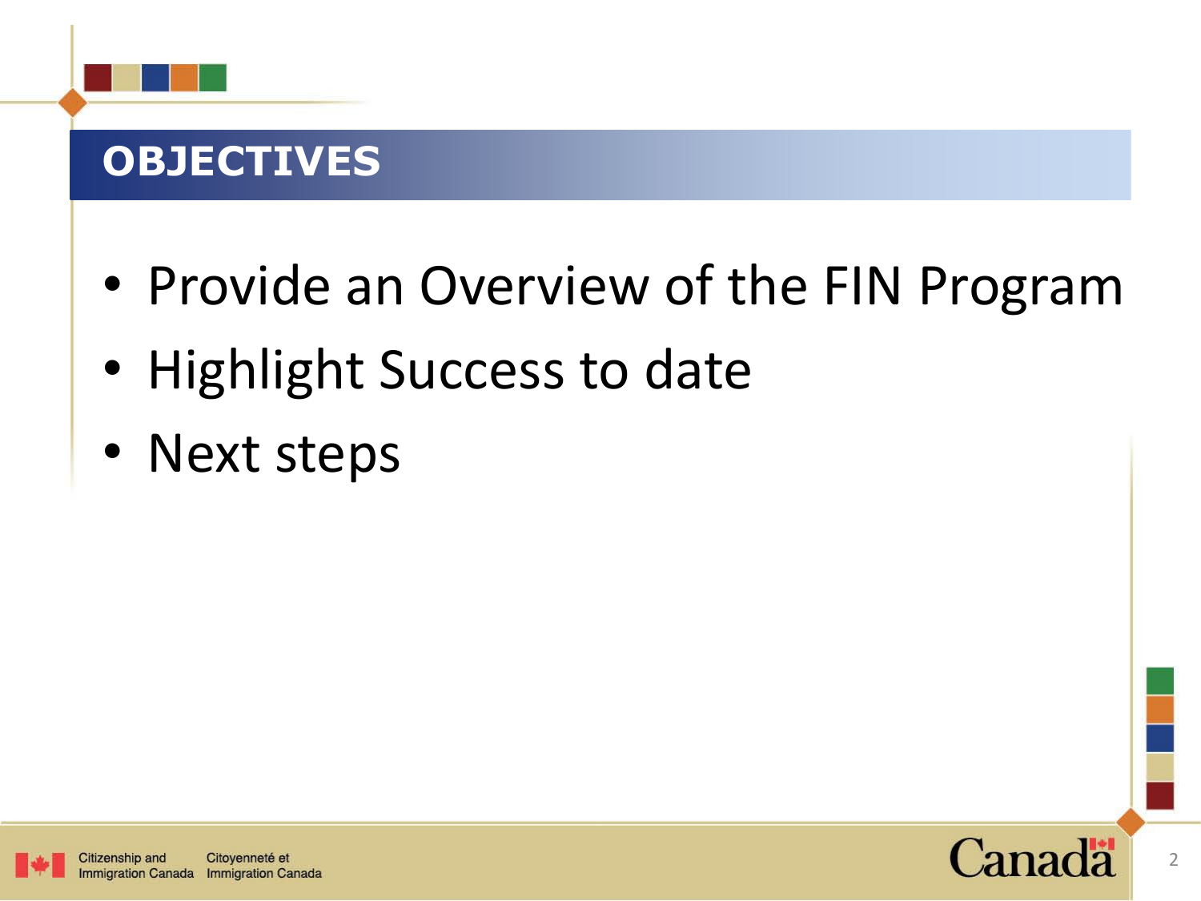# OBJECTIVES

- Provide an Overview of the FIN Program
- Highlight Success to date
- Next steps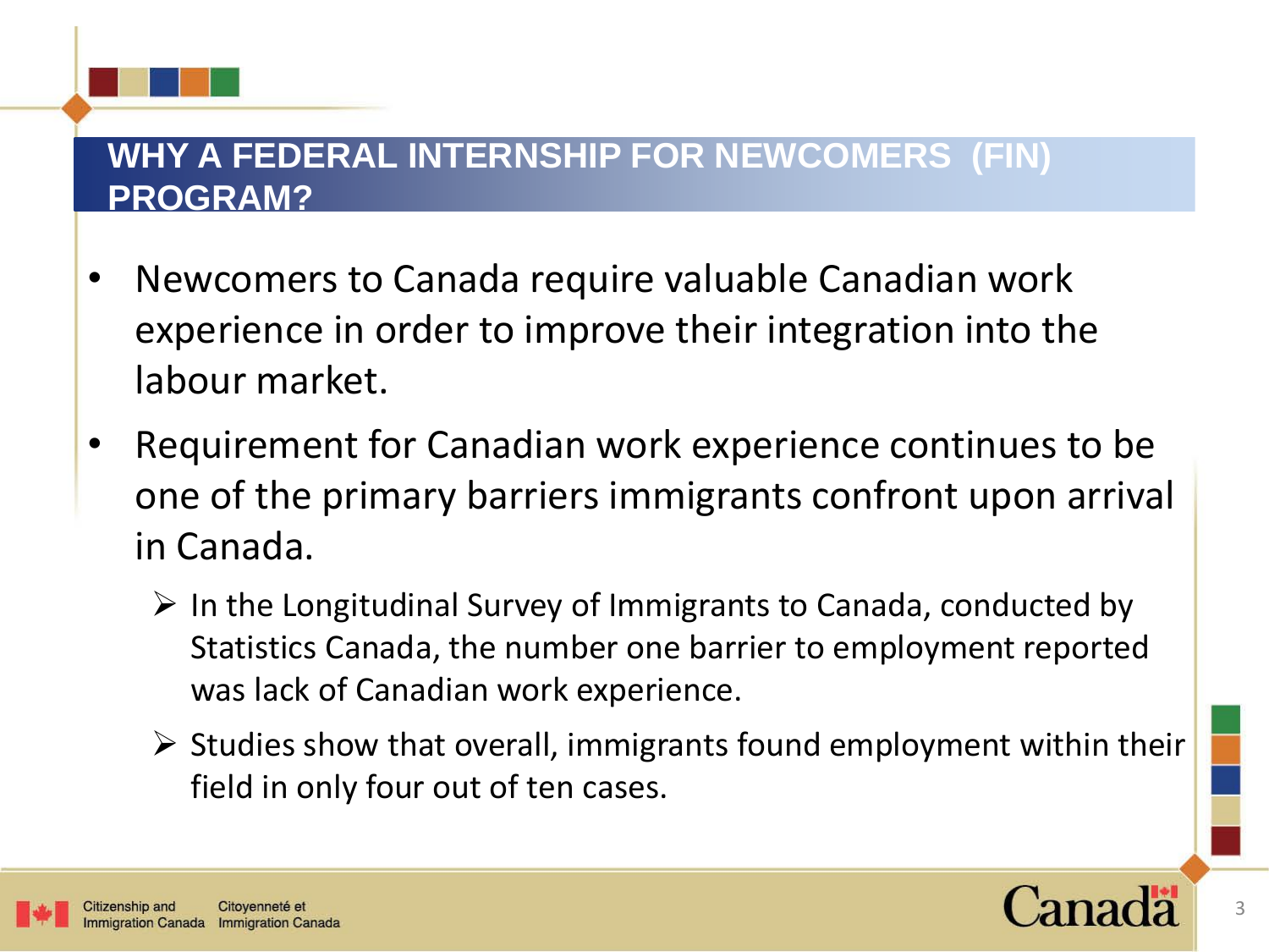## WHY A FEDERAL INTERNSHIP FOR NEWCOMERS (FIN) PROGRAM?

- Newcomers to Canada require valuable Canadian work experience in order to improve their integration into the labour market.
- Requirement for Canadian work experience continues to be one of the primary barriers immigrants confront upon arrival in Canada.
  - In the Longitudinal Survey of Immigrants to Canada, conducted by Statistics Canada, the number one barrier to employment reported was lack of Canadian work experience.
  - Studies show that overall, immigrants found employment within their field in only four out of ten cases.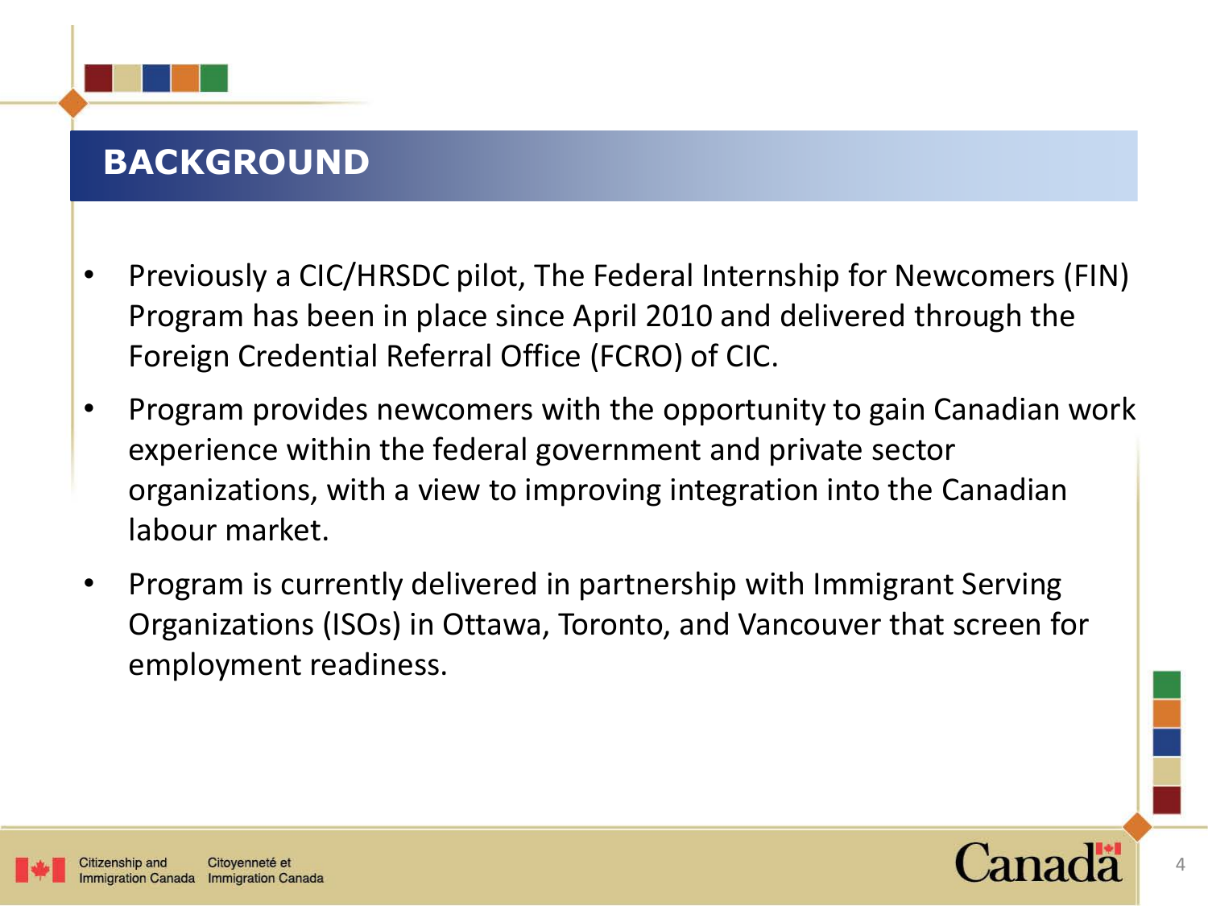## BACKGROUND

- Previously a CIC/HRSDC pilot, The Federal Internship for Newcomers (FIN) Program has been in place since April 2010 and delivered through the Foreign Credential Referral Office (FCRO) of CIC.
- Program provides newcomers with the opportunity to gain Canadian work experience within the federal government and private sector organizations, with a view to improving integration into the Canadian labour market.
- Program is currently delivered in partnership with Immigrant Serving Organizations (ISOs) in Ottawa, Toronto, and Vancouver that screen for employment readiness.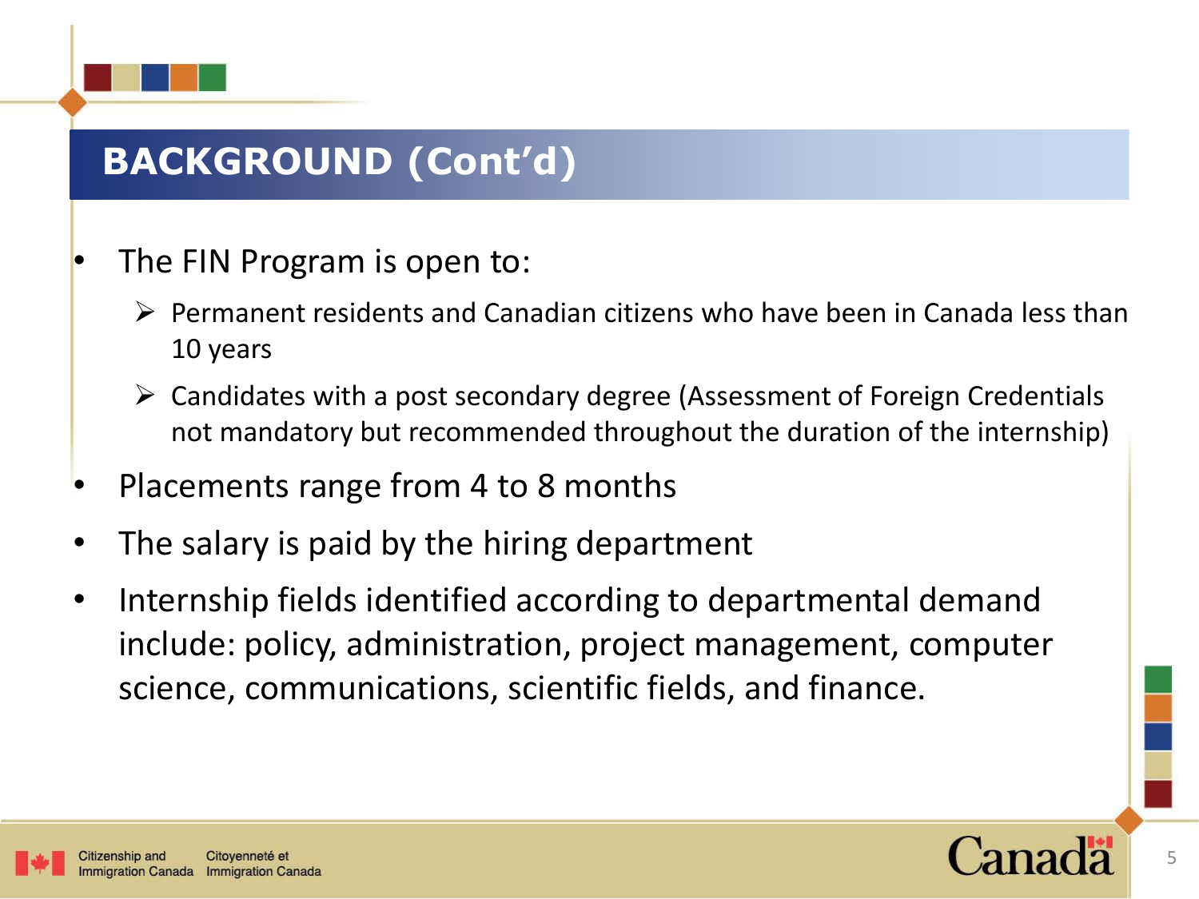## BACKGROUND (Cont'd)

- The FIN Program is open to:
  - Permanent residents and Canadian citizens who have been in Canada less than 10 years
  - Candidates with a post secondary degree (Assessment of Foreign Credentials not mandatory but recommended throughout the duration of the internship)
- Placements range from 4 to 8 months
- The salary is paid by the hiring department
- Internship fields identified according to departmental demand include: policy, administration, project management, computer science, communications, scientific fields, and finance.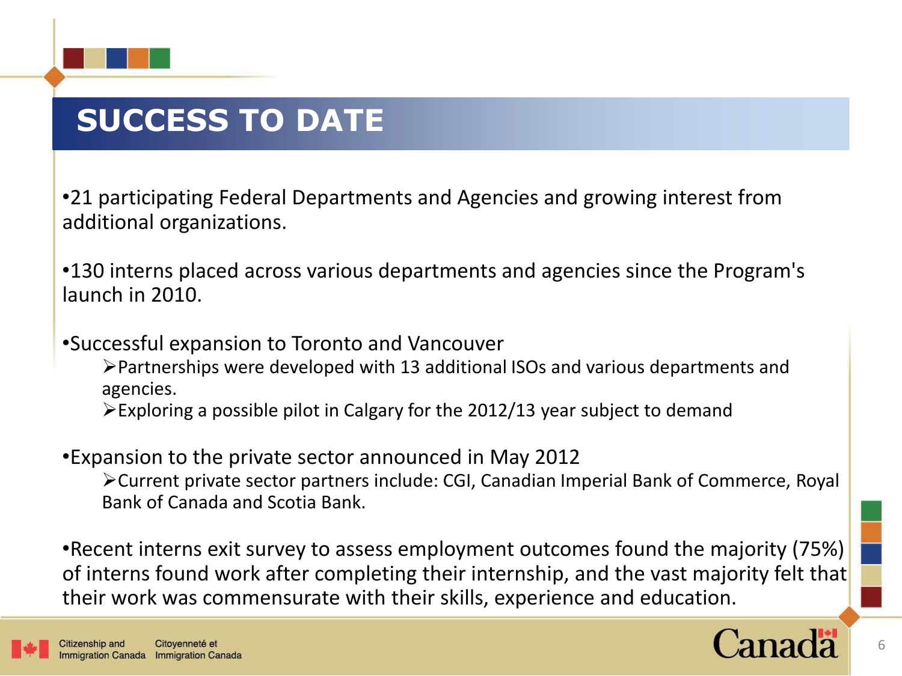# SUCCESS TO DATE

- 21 participating Federal Departments and Agencies and growing interest from additional organizations.

- 130 interns placed across various departments and agencies since the Program's launch in 2010.

- Successful expansion to Toronto and Vancouver
  - Partnerships were developed with 13 additional ISOs and various departments and agencies.
  - Exploring a possible pilot in Calgary for the 2012/13 year subject to demand

- Expansion to the private sector announced in May 2012
  - Current private sector partners include: CGI, Canadian Imperial Bank of Commerce, Royal Bank of Canada and Scotia Bank.

- Recent interns exit survey to assess employment outcomes found the majority (75%) of interns found work after completing their internship, and the vast majority felt that their work was commensurate with their skills, experience and education.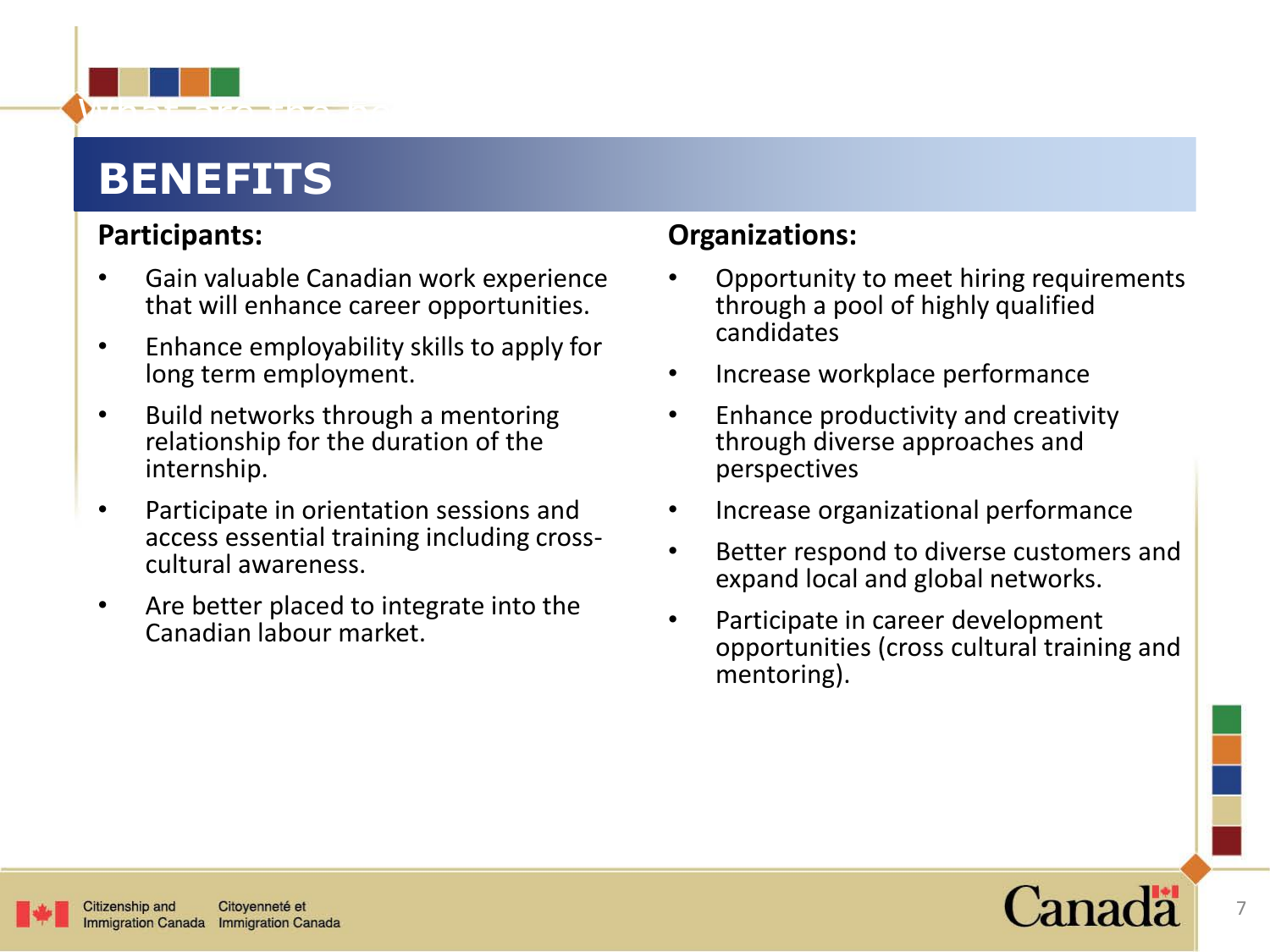# BENEFITS

**Participants:**

- Gain valuable Canadian work experience that will enhance career opportunities.
- Enhance employability skills to apply for long term employment.
- Build networks through a mentoring relationship for the duration of the internship.
- Participate in orientation sessions and access essential training including cross-cultural awareness.
- Are better placed to integrate into the Canadian labour market.

**Organizations:**

- Opportunity to meet hiring requirements through a pool of highly qualified candidates
- Increase workplace performance
- Enhance productivity and creativity through diverse approaches and perspectives
- Increase organizational performance
- Better respond to diverse customers and expand local and global networks.
- Participate in career development opportunities (cross cultural training and mentoring).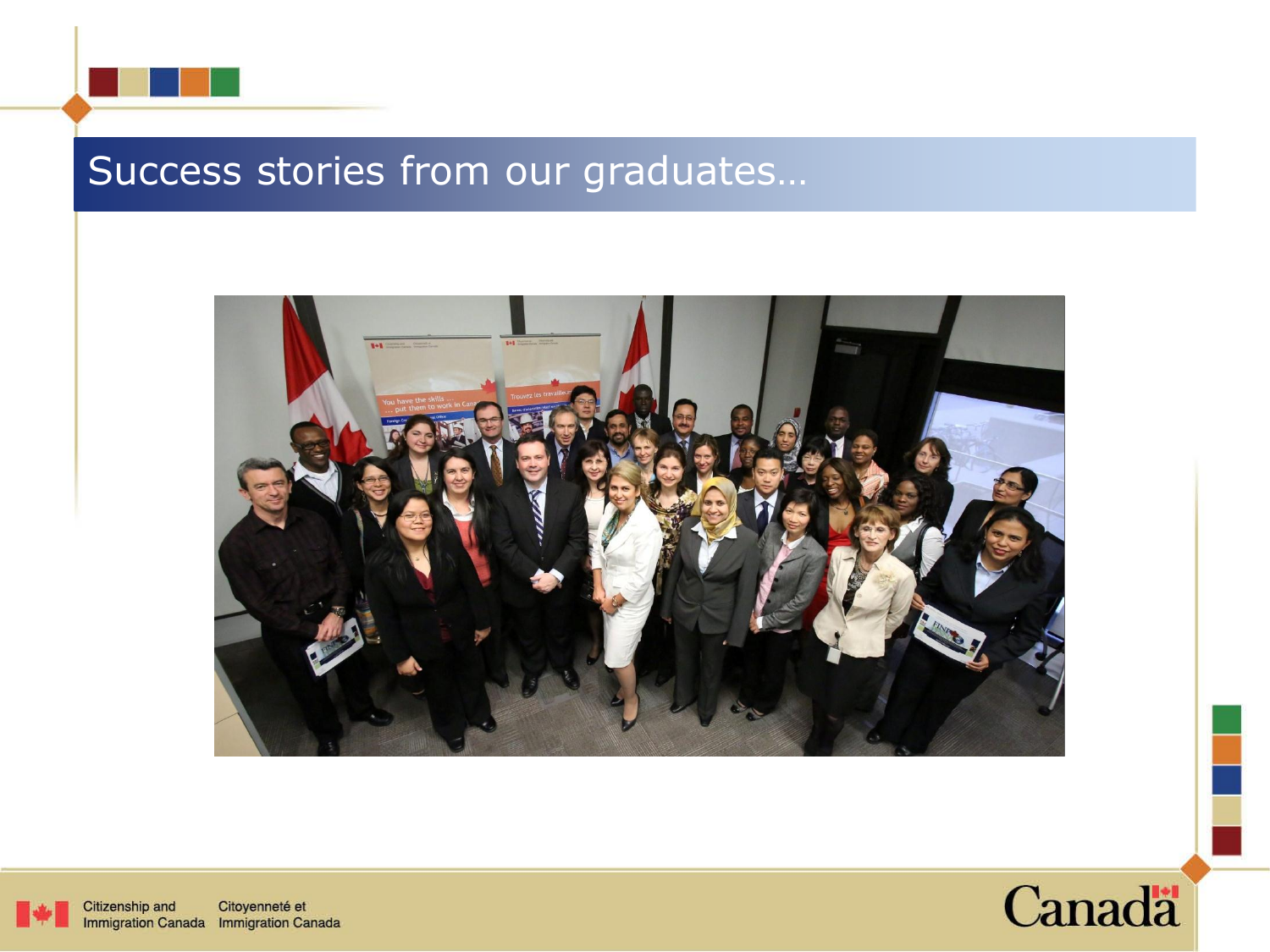# Success stories from our graduates…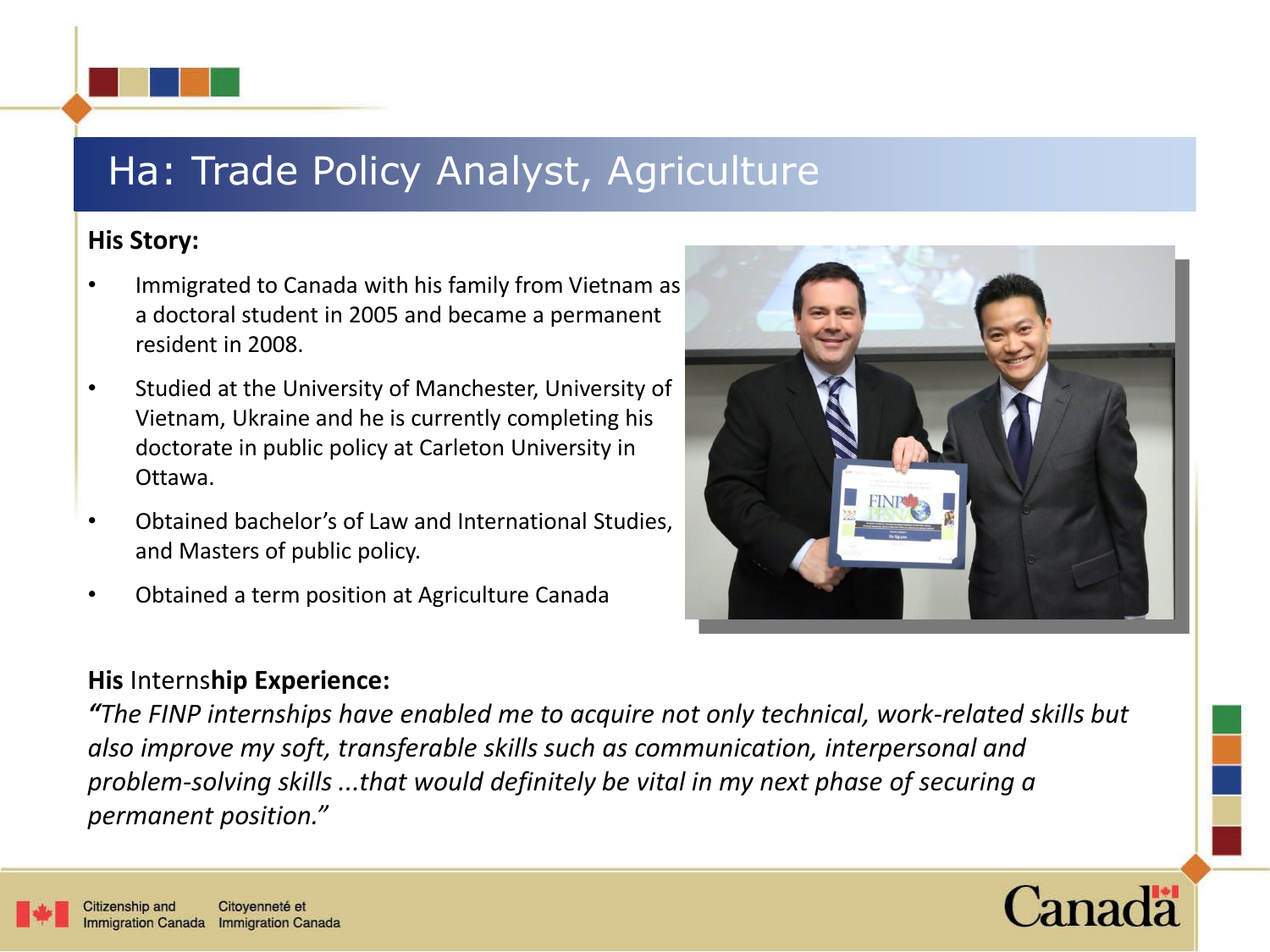# Ha: Trade Policy Analyst, Agriculture

**His Story:**

- Immigrated to Canada with his family from Vietnam as a doctoral student in 2005 and became a permanent resident in 2008.
- Studied at the University of Manchester, University of Vietnam, Ukraine and he is currently completing his doctorate in public policy at Carleton University in Ottawa.
- Obtained bachelor's of Law and International Studies, and Masters of public policy.
- Obtained a term position at Agriculture Canada

**His Internship Experience:**

*"The FINP internships have enabled me to acquire not only technical, work-related skills but also improve my soft, transferable skills such as communication, interpersonal and problem-solving skills ...that would definitely be vital in my next phase of securing a permanent position."*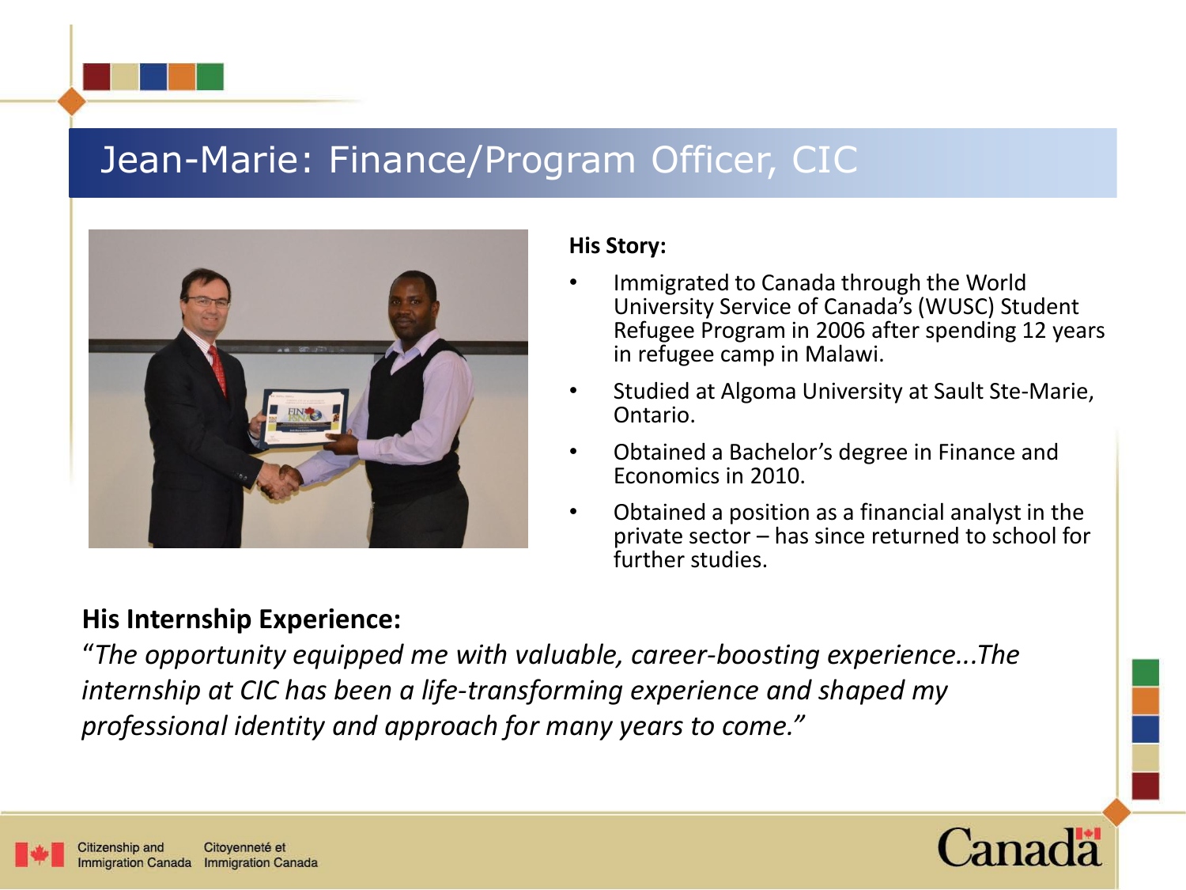# Jean-Marie: Finance/Program Officer, CIC

**His Story:**

- Immigrated to Canada through the World University Service of Canada's (WUSC) Student Refugee Program in 2006 after spending 12 years in refugee camp in Malawi.
- Studied at Algoma University at Sault Ste-Marie, Ontario.
- Obtained a Bachelor's degree in Finance and Economics in 2010.
- Obtained a position as a financial analyst in the private sector – has since returned to school for further studies.

**His Internship Experience:**

*"The opportunity equipped me with valuable, career-boosting experience...The internship at CIC has been a life-transforming experience and shaped my professional identity and approach for many years to come."*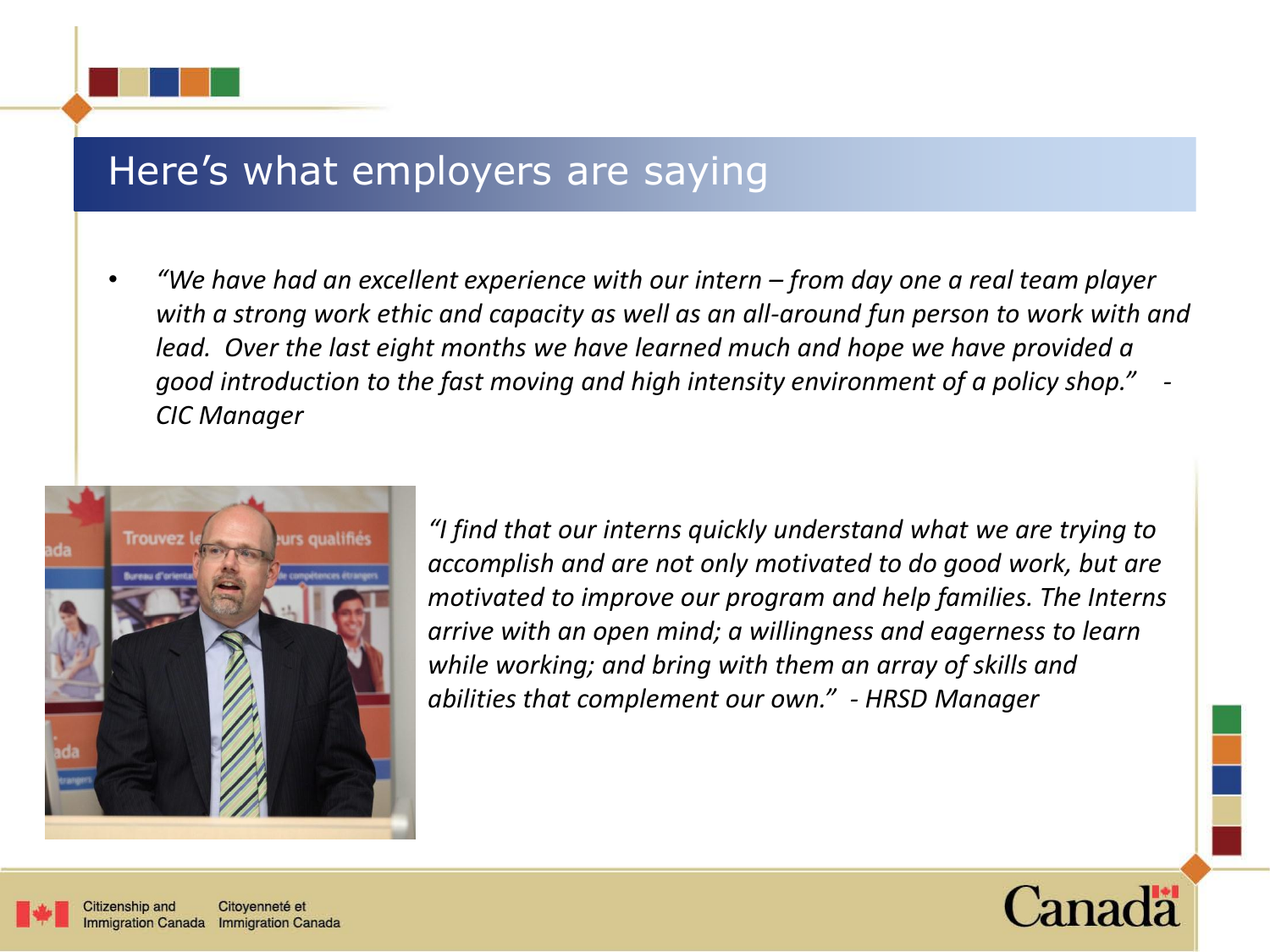# Here's what employers are saying

- *"We have had an excellent experience with our intern – from day one a real team player with a strong work ethic and capacity as well as an all-around fun person to work with and lead. Over the last eight months we have learned much and hope we have provided a good introduction to the fast moving and high intensity environment of a policy shop." - CIC Manager*

*"I find that our interns quickly understand what we are trying to accomplish and are not only motivated to do good work, but are motivated to improve our program and help families. The Interns arrive with an open mind; a willingness and eagerness to learn while working; and bring with them an array of skills and abilities that complement our own." - HRSD Manager*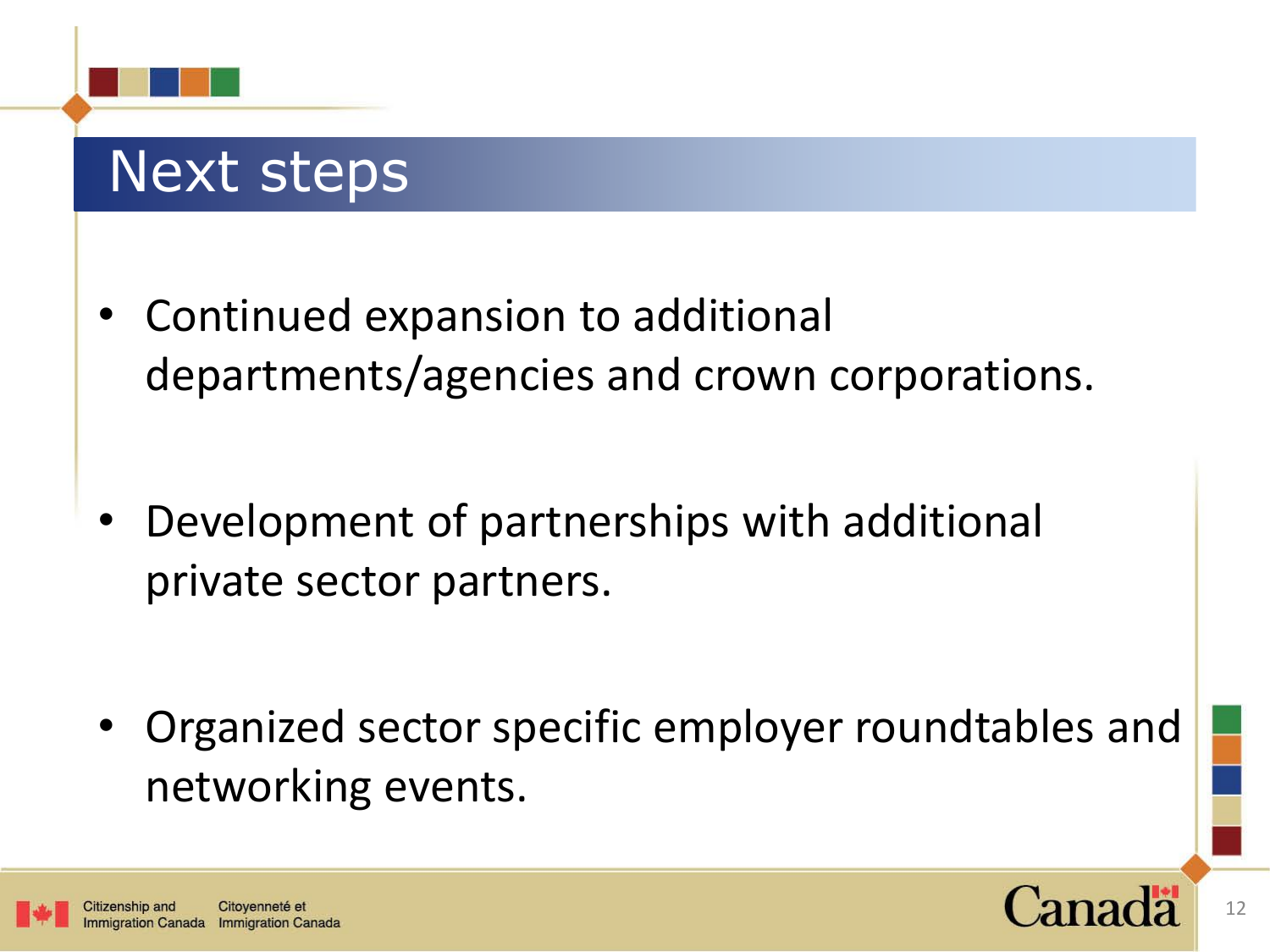# Next steps

- Continued expansion to additional departments/agencies and crown corporations.
- Development of partnerships with additional private sector partners.
- Organized sector specific employer roundtables and networking events.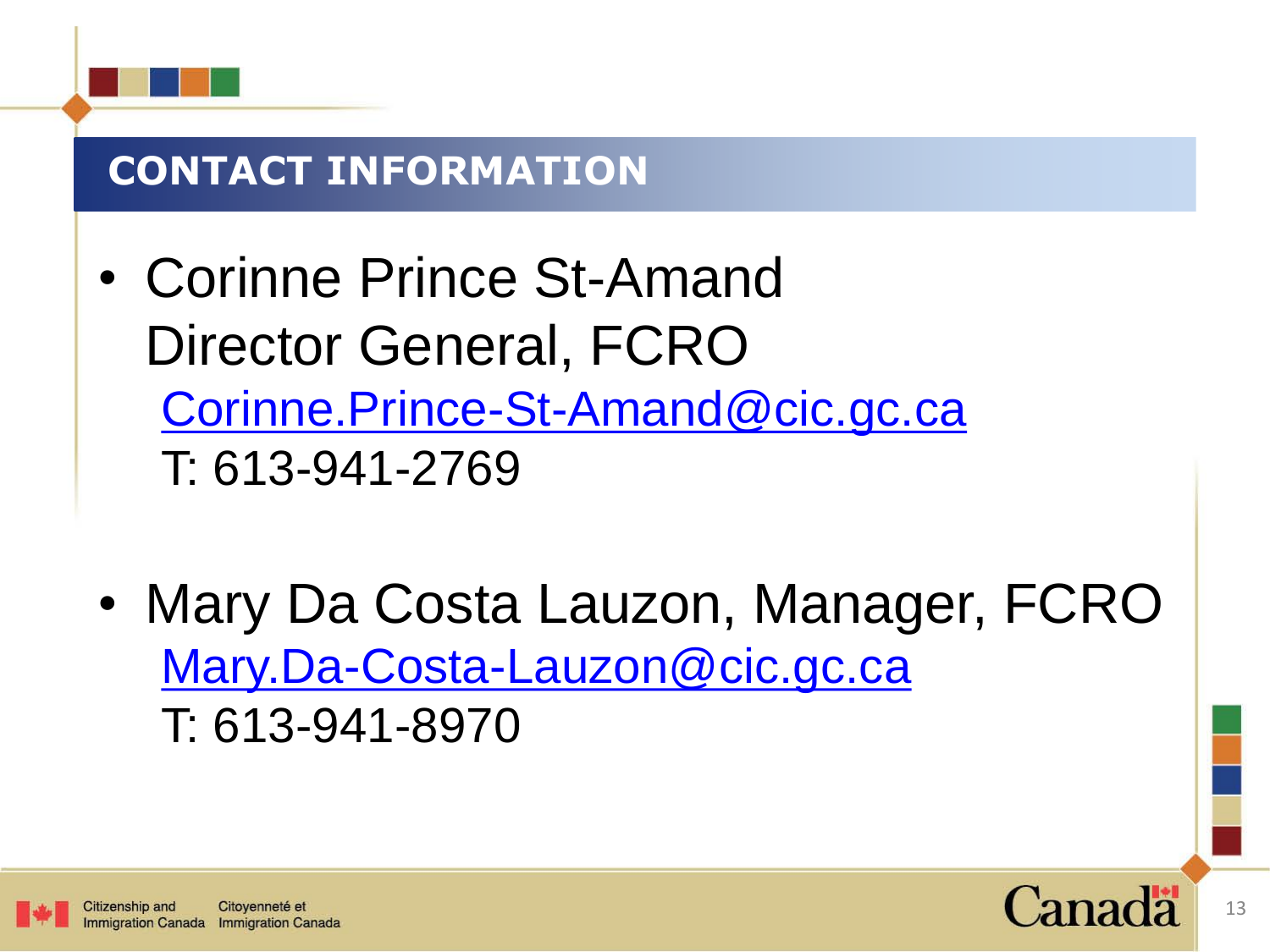## CONTACT INFORMATION

- Corinne Prince St-Amand
  Director General, FCRO
  Corinne.Prince-St-Amand@cic.gc.ca
  T: 613-941-2769

- Mary Da Costa Lauzon, Manager, FCRO
  Mary.Da-Costa-Lauzon@cic.gc.ca
  T: 613-941-8970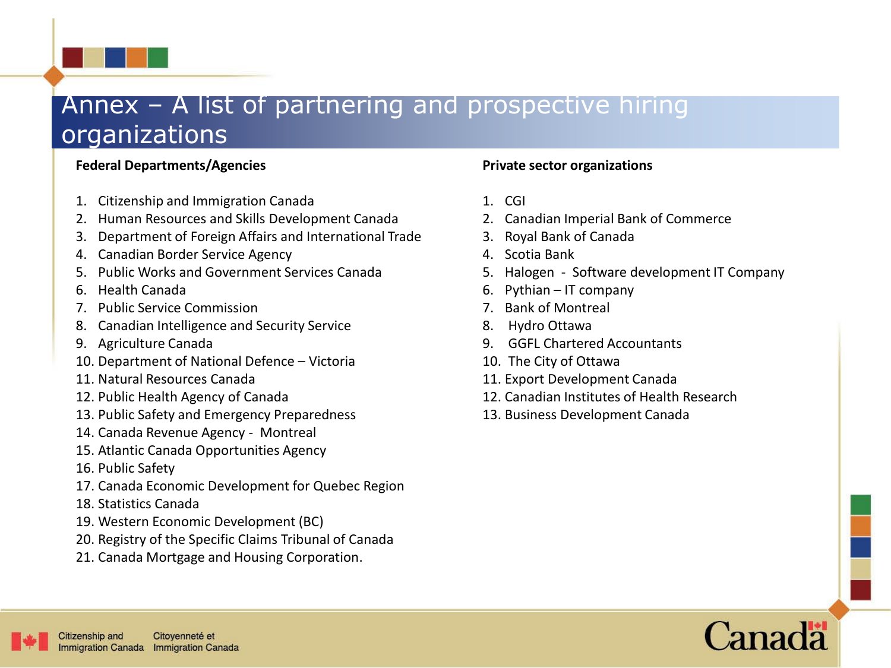# Annex – A list of partnering and prospective hiring organizations

**Federal Departments/Agencies**

1. Citizenship and Immigration Canada
2. Human Resources and Skills Development Canada
3. Department of Foreign Affairs and International Trade
4. Canadian Border Service Agency
5. Public Works and Government Services Canada
6. Health Canada
7. Public Service Commission
8. Canadian Intelligence and Security Service
9. Agriculture Canada
10. Department of National Defence – Victoria
11. Natural Resources Canada
12. Public Health Agency of Canada
13. Public Safety and Emergency Preparedness
14. Canada Revenue Agency - Montreal
15. Atlantic Canada Opportunities Agency
16. Public Safety
17. Canada Economic Development for Quebec Region
18. Statistics Canada
19. Western Economic Development (BC)
20. Registry of the Specific Claims Tribunal of Canada
21. Canada Mortgage and Housing Corporation.

**Private sector organizations**

1. CGI
2. Canadian Imperial Bank of Commerce
3. Royal Bank of Canada
4. Scotia Bank
5. Halogen - Software development IT Company
6. Pythian – IT company
7. Bank of Montreal
8. Hydro Ottawa
9. GGFL Chartered Accountants
10. The City of Ottawa
11. Export Development Canada
12. Canadian Institutes of Health Research
13. Business Development Canada